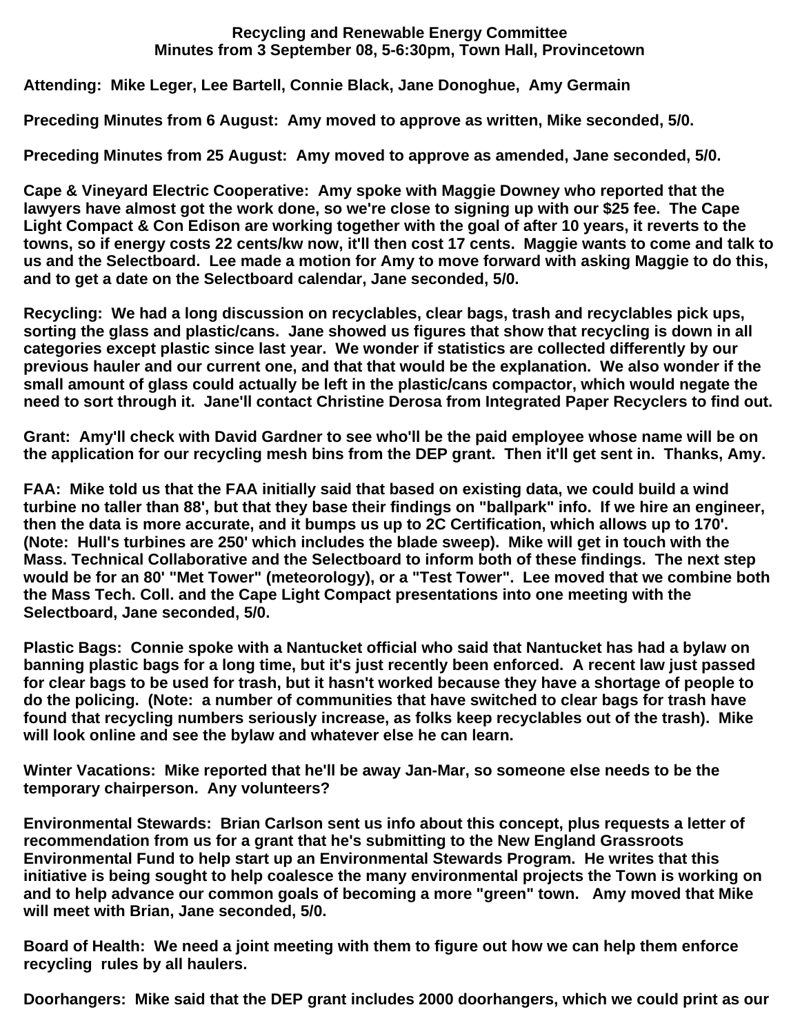**Recycling and Renewable Energy Committee**
**Minutes from 3 September 08, 5-6:30pm, Town Hall, Provincetown**

**Attending: Mike Leger, Lee Bartell, Connie Black, Jane Donoghue, Amy Germain**

**Preceding Minutes from 6 August: Amy moved to approve as written, Mike seconded, 5/0.**

**Preceding Minutes from 25 August: Amy moved to approve as amended, Jane seconded, 5/0.**

**Cape & Vineyard Electric Cooperative: Amy spoke with Maggie Downey who reported that the lawyers have almost got the work done, so we're close to signing up with our $25 fee. The Cape Light Compact & Con Edison are working together with the goal of after 10 years, it reverts to the towns, so if energy costs 22 cents/kw now, it'll then cost 17 cents. Maggie wants to come and talk to us and the Selectboard. Lee made a motion for Amy to move forward with asking Maggie to do this, and to get a date on the Selectboard calendar, Jane seconded, 5/0.**

**Recycling: We had a long discussion on recyclables, clear bags, trash and recyclables pick ups, sorting the glass and plastic/cans. Jane showed us figures that show that recycling is down in all categories except plastic since last year. We wonder if statistics are collected differently by our previous hauler and our current one, and that that would be the explanation. We also wonder if the small amount of glass could actually be left in the plastic/cans compactor, which would negate the need to sort through it. Jane'll contact Christine Derosa from Integrated Paper Recyclers to find out.**

**Grant: Amy'll check with David Gardner to see who'll be the paid employee whose name will be on the application for our recycling mesh bins from the DEP grant. Then it'll get sent in. Thanks, Amy.**

**FAA: Mike told us that the FAA initially said that based on existing data, we could build a wind turbine no taller than 88', but that they base their findings on "ballpark" info. If we hire an engineer, then the data is more accurate, and it bumps us up to 2C Certification, which allows up to 170'. (Note: Hull's turbines are 250' which includes the blade sweep). Mike will get in touch with the Mass. Technical Collaborative and the Selectboard to inform both of these findings. The next step would be for an 80' "Met Tower" (meteorology), or a "Test Tower". Lee moved that we combine both the Mass Tech. Coll. and the Cape Light Compact presentations into one meeting with the Selectboard, Jane seconded, 5/0.**

**Plastic Bags: Connie spoke with a Nantucket official who said that Nantucket has had a bylaw on banning plastic bags for a long time, but it's just recently been enforced. A recent law just passed for clear bags to be used for trash, but it hasn't worked because they have a shortage of people to do the policing. (Note: a number of communities that have switched to clear bags for trash have found that recycling numbers seriously increase, as folks keep recyclables out of the trash). Mike will look online and see the bylaw and whatever else he can learn.**

**Winter Vacations: Mike reported that he'll be away Jan-Mar, so someone else needs to be the temporary chairperson. Any volunteers?**

**Environmental Stewards: Brian Carlson sent us info about this concept, plus requests a letter of recommendation from us for a grant that he's submitting to the New England Grassroots Environmental Fund to help start up an Environmental Stewards Program. He writes that this initiative is being sought to help coalesce the many environmental projects the Town is working on and to help advance our common goals of becoming a more "green" town. Amy moved that Mike will meet with Brian, Jane seconded, 5/0.**

**Board of Health: We need a joint meeting with them to figure out how we can help them enforce recycling rules by all haulers.**

**Doorhangers: Mike said that the DEP grant includes 2000 doorhangers, which we could print as our**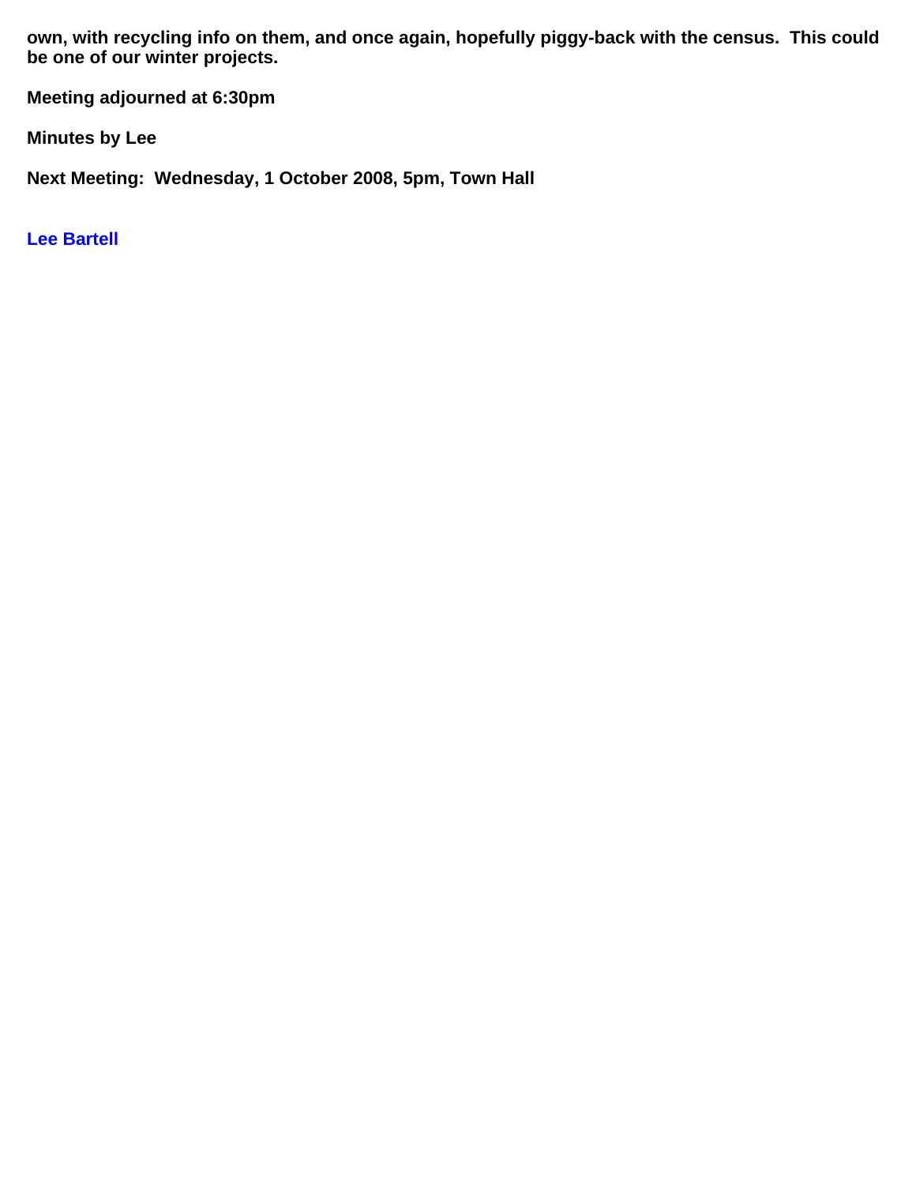**own, with recycling info on them, and once again, hopefully piggy-back with the census. This could be one of our winter projects.**

**Meeting adjourned at 6:30pm**

**Minutes by Lee**

**Next Meeting: Wednesday, 1 October 2008, 5pm, Town Hall**

**Lee Bartell**